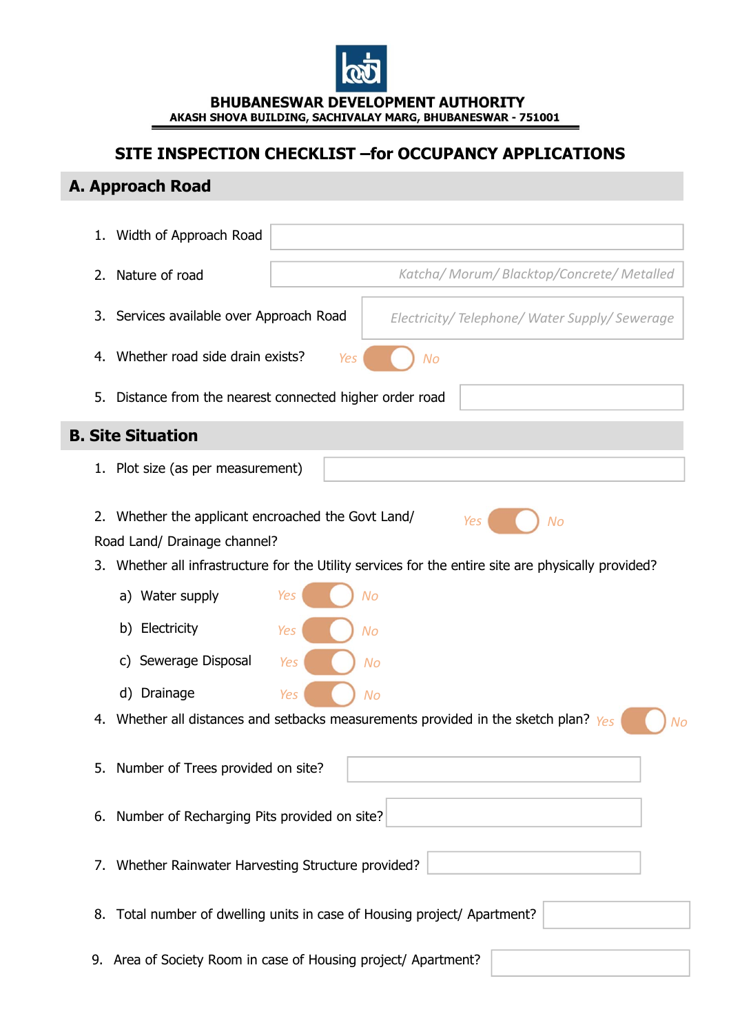**BHUBANESWAR DEVELOPMENT AUTHORITY**
**AKASH SHOVA BUILDING, SACHIVALAY MARG, BHUBANESWAR - 751001**

# SITE INSPECTION CHECKLIST –for OCCUPANCY APPLICATIONS

## A. Approach Road

1. Width of Approach Road
2. Nature of road — *Katcha/ Morum/ Blacktop/Concrete/ Metalled*
3. Services available over Approach Road — *Electricity/ Telephone/ Water Supply/ Sewerage*
4. Whether road side drain exists? *Yes* / *No*
5. Distance from the nearest connected higher order road

## B. Site Situation

1. Plot size (as per measurement)
2. Whether the applicant encroached the Govt Land/ Road Land/ Drainage channel? *Yes* / *No*
3. Whether all infrastructure for the Utility services for the entire site are physically provided?
   a) Water supply *Yes* / *No*
   b) Electricity *Yes* / *No*
   c) Sewerage Disposal *Yes* / *No*
   d) Drainage *Yes* / *No*
4. Whether all distances and setbacks measurements provided in the sketch plan? *Yes* / *No*
5. Number of Trees provided on site?
6. Number of Recharging Pits provided on site?
7. Whether Rainwater Harvesting Structure provided?
8. Total number of dwelling units in case of Housing project/ Apartment?
9. Area of Society Room in case of Housing project/ Apartment?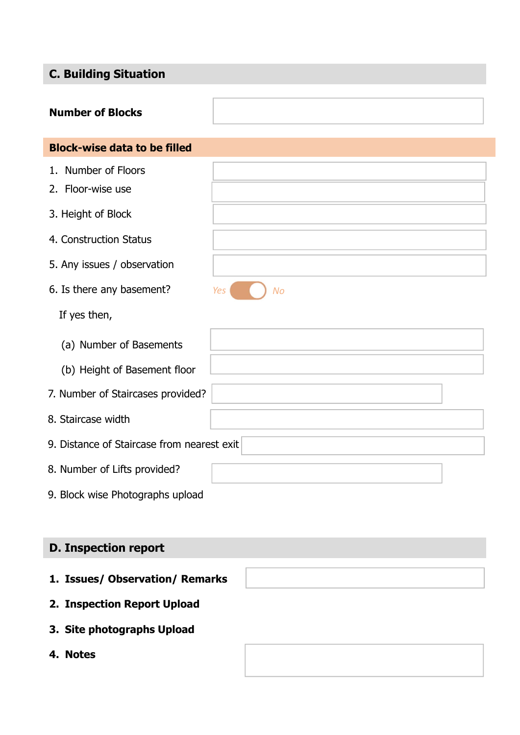## C. Building Situation

**Number of Blocks**

### Block-wise data to be filled

1. Number of Floors
2. Floor-wise use
3. Height of Block
4. Construction Status
5. Any issues / observation
6. Is there any basement? *Yes* *No*

   If yes then,

   (a) Number of Basements

   (b) Height of Basement floor
7. Number of Staircases provided?
8. Staircase width
9. Distance of Staircase from nearest exit
8. Number of Lifts provided?
9. Block wise Photographs upload

## D. Inspection report

1. **Issues/ Observation/ Remarks**
2. **Inspection Report Upload**
3. **Site photographs Upload**
4. **Notes**